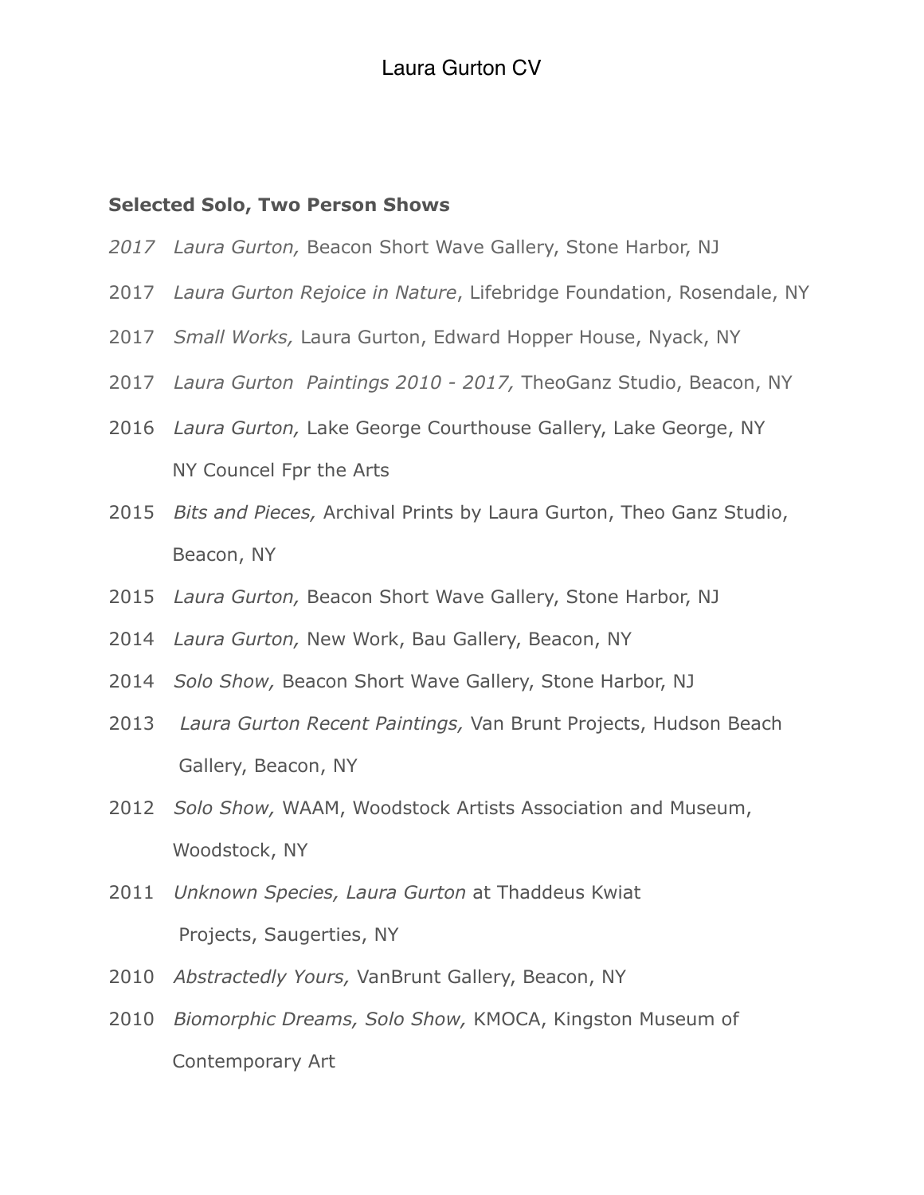# Laura Gurton CV

**Selected Solo, Two Person Shows**

*2017* *Laura Gurton,* Beacon Short Wave Gallery, Stone Harbor, NJ

2017 *Laura Gurton Rejoice in Nature*, Lifebridge Foundation, Rosendale, NY

2017 *Small Works,* Laura Gurton, Edward Hopper House, Nyack, NY

2017 *Laura Gurton Paintings 2010 - 2017,* TheoGanz Studio, Beacon, NY

2016 *Laura Gurton,* Lake George Courthouse Gallery, Lake George, NY
NY Councel Fpr the Arts

2015 *Bits and Pieces,* Archival Prints by Laura Gurton, Theo Ganz Studio, Beacon, NY

2015 *Laura Gurton,* Beacon Short Wave Gallery, Stone Harbor, NJ

2014 *Laura Gurton,* New Work, Bau Gallery, Beacon, NY

2014 *Solo Show,* Beacon Short Wave Gallery, Stone Harbor, NJ

2013 *Laura Gurton Recent Paintings,* Van Brunt Projects, Hudson Beach Gallery, Beacon, NY

2012 *Solo Show,* WAAM, Woodstock Artists Association and Museum, Woodstock, NY

2011 *Unknown Species, Laura Gurton* at Thaddeus Kwiat Projects, Saugerties, NY

2010 *Abstractedly Yours,* VanBrunt Gallery, Beacon, NY

2010 *Biomorphic Dreams, Solo Show,* KMOCA, Kingston Museum of Contemporary Art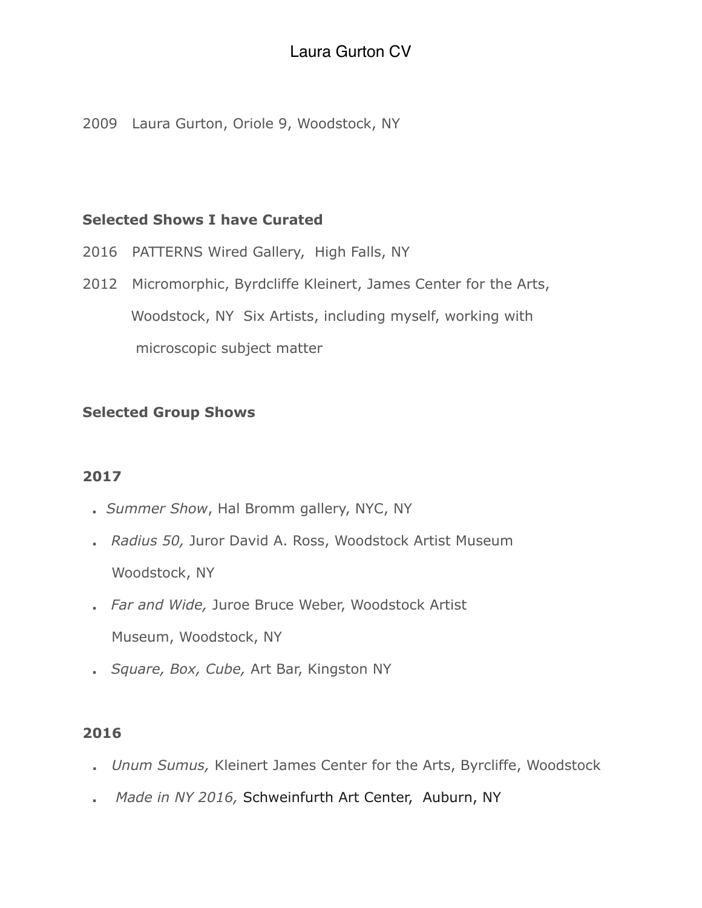2009 Laura Gurton, Oriole 9, Woodstock, NY

## Selected Shows I have Curated

2016 PATTERNS Wired Gallery, High Falls, NY

2012 Micromorphic, Byrdcliffe Kleinert, James Center for the Arts, Woodstock, NY Six Artists, including myself, working with microscopic subject matter

## Selected Group Shows

### 2017

- *Summer Show*, Hal Bromm gallery, NYC, NY
- *Radius 50,* Juror David A. Ross, Woodstock Artist Museum Woodstock, NY
- *Far and Wide,* Juroe Bruce Weber, Woodstock Artist Museum, Woodstock, NY
- *Square, Box, Cube,* Art Bar, Kingston NY

### 2016

- *Unum Sumus,* Kleinert James Center for the Arts, Byrcliffe, Woodstock
- *Made in NY 2016,* Schweinfurth Art Center, Auburn, NY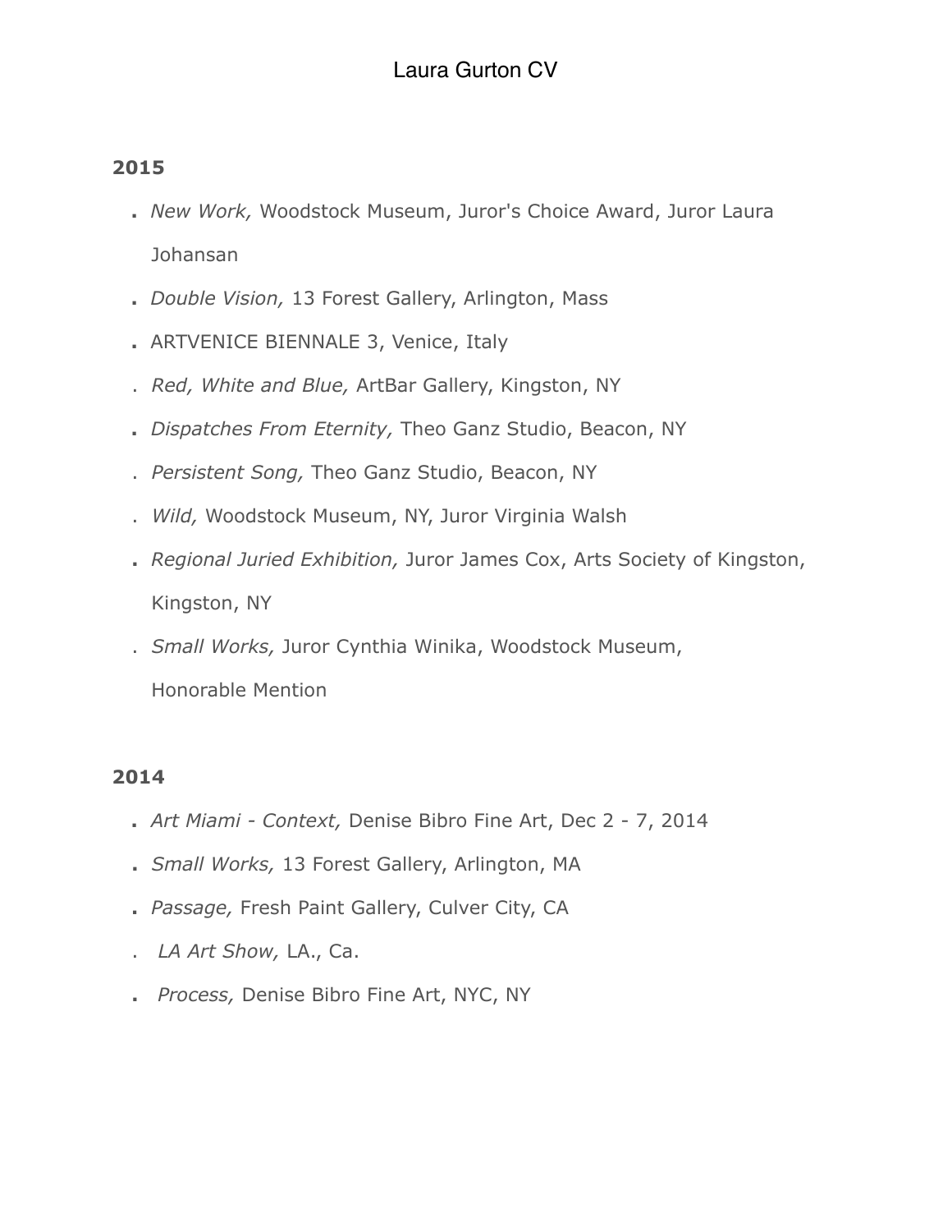# Laura Gurton CV

**2015**

- *New Work,* Woodstock Museum, Juror's Choice Award, Juror Laura Johansan
- *Double Vision,* 13 Forest Gallery, Arlington, Mass
- ARTVENICE BIENNALE 3, Venice, Italy
- *Red, White and Blue,* ArtBar Gallery, Kingston, NY
- *Dispatches From Eternity,* Theo Ganz Studio, Beacon, NY
- *Persistent Song,* Theo Ganz Studio, Beacon, NY
- *Wild,* Woodstock Museum, NY, Juror Virginia Walsh
- *Regional Juried Exhibition,* Juror James Cox, Arts Society of Kingston, Kingston, NY
- *Small Works,* Juror Cynthia Winika, Woodstock Museum, Honorable Mention

**2014**

- *Art Miami - Context,* Denise Bibro Fine Art, Dec 2 - 7, 2014
- *Small Works,* 13 Forest Gallery, Arlington, MA
- *Passage,* Fresh Paint Gallery, Culver City, CA
- *LA Art Show,* LA., Ca.
- *Process,* Denise Bibro Fine Art, NYC, NY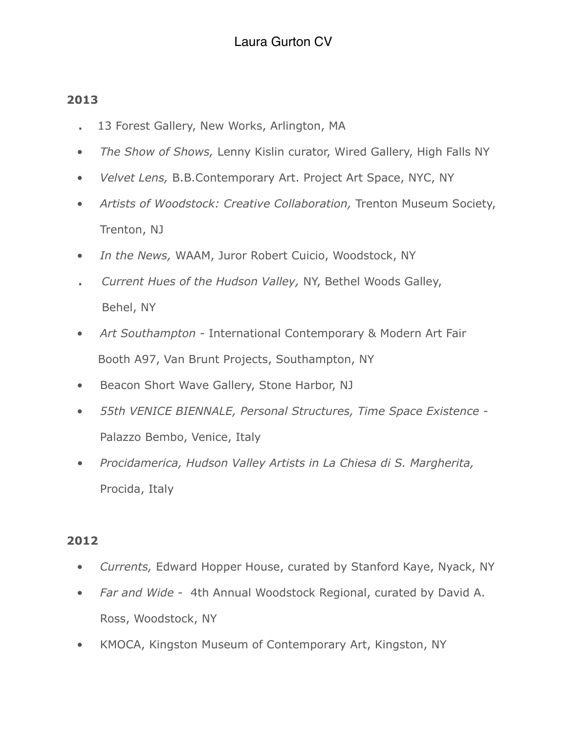# Laura Gurton CV

**2013**

- 13 Forest Gallery, New Works, Arlington, MA
- *The Show of Shows,* Lenny Kislin curator, Wired Gallery, High Falls NY
- *Velvet Lens,* B.B.Contemporary Art. Project Art Space, NYC, NY
- *Artists of Woodstock: Creative Collaboration,* Trenton Museum Society, Trenton, NJ
- *In the News,* WAAM, Juror Robert Cuicio, Woodstock, NY
- *Current Hues of the Hudson Valley,* NY, Bethel Woods Galley, Behel, NY
- *Art Southampton* - International Contemporary & Modern Art Fair Booth A97, Van Brunt Projects, Southampton, NY
- Beacon Short Wave Gallery, Stone Harbor, NJ
- *55th VENICE BIENNALE, Personal Structures, Time Space Existence* - Palazzo Bembo, Venice, Italy
- *Procidamerica, Hudson Valley Artists in La Chiesa di S. Margherita,* Procida, Italy

**2012**

- *Currents,* Edward Hopper House, curated by Stanford Kaye, Nyack, NY
- *Far and Wide* - 4th Annual Woodstock Regional, curated by David A. Ross, Woodstock, NY
- KMOCA, Kingston Museum of Contemporary Art, Kingston, NY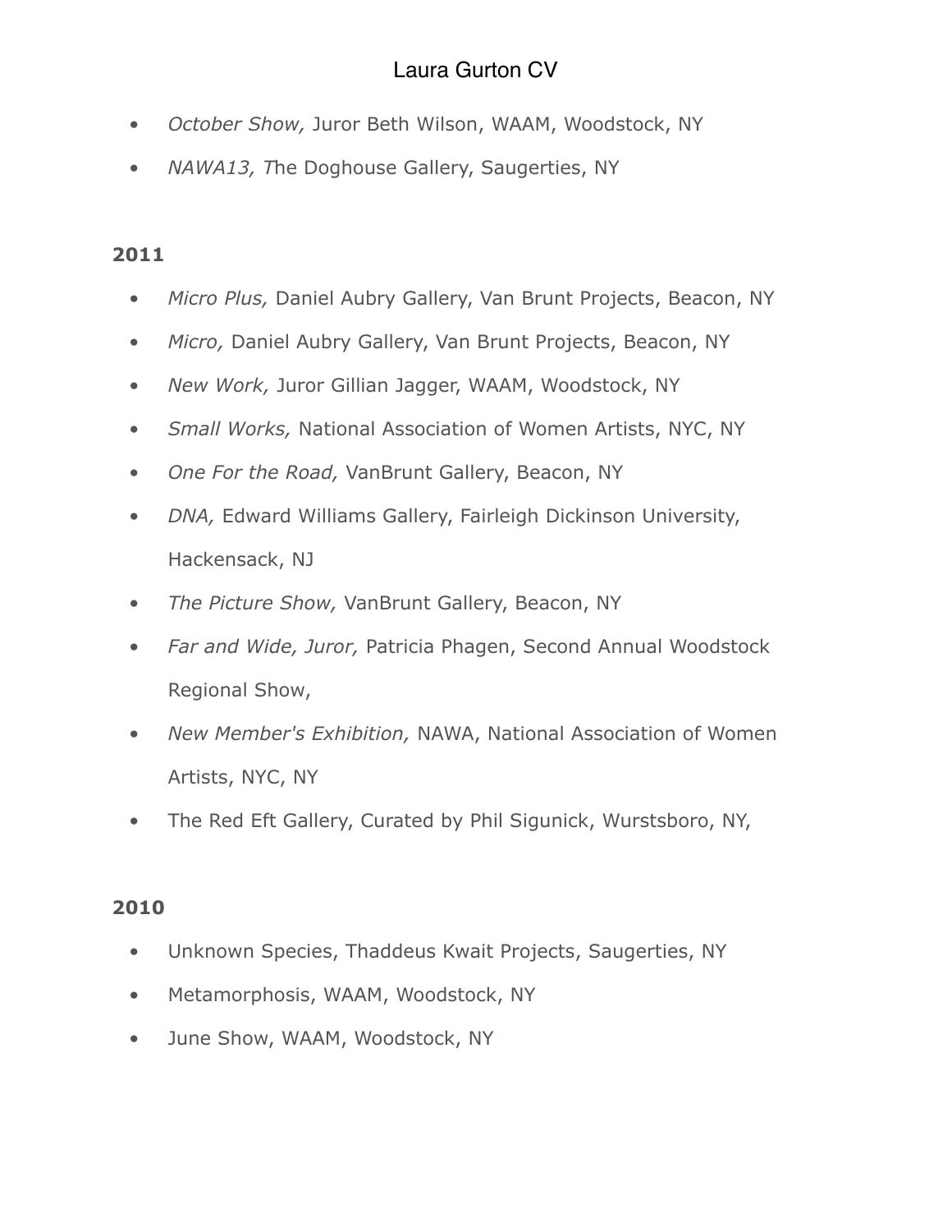- *October Show,* Juror Beth Wilson, WAAM, Woodstock, NY
- *NAWA13, T*he Doghouse Gallery, Saugerties, NY

**2011**

- *Micro Plus,* Daniel Aubry Gallery, Van Brunt Projects, Beacon, NY
- *Micro,* Daniel Aubry Gallery, Van Brunt Projects, Beacon, NY
- *New Work,* Juror Gillian Jagger, WAAM, Woodstock, NY
- *Small Works,* National Association of Women Artists, NYC, NY
- *One For the Road,* VanBrunt Gallery, Beacon, NY
- *DNA,* Edward Williams Gallery, Fairleigh Dickinson University, Hackensack, NJ
- *The Picture Show,* VanBrunt Gallery, Beacon, NY
- *Far and Wide, Juror,* Patricia Phagen, Second Annual Woodstock Regional Show,
- *New Member's Exhibition,* NAWA, National Association of Women Artists, NYC, NY
- The Red Eft Gallery, Curated by Phil Sigunick, Wurstsboro, NY,

**2010**

- Unknown Species, Thaddeus Kwait Projects, Saugerties, NY
- Metamorphosis, WAAM, Woodstock, NY
- June Show, WAAM, Woodstock, NY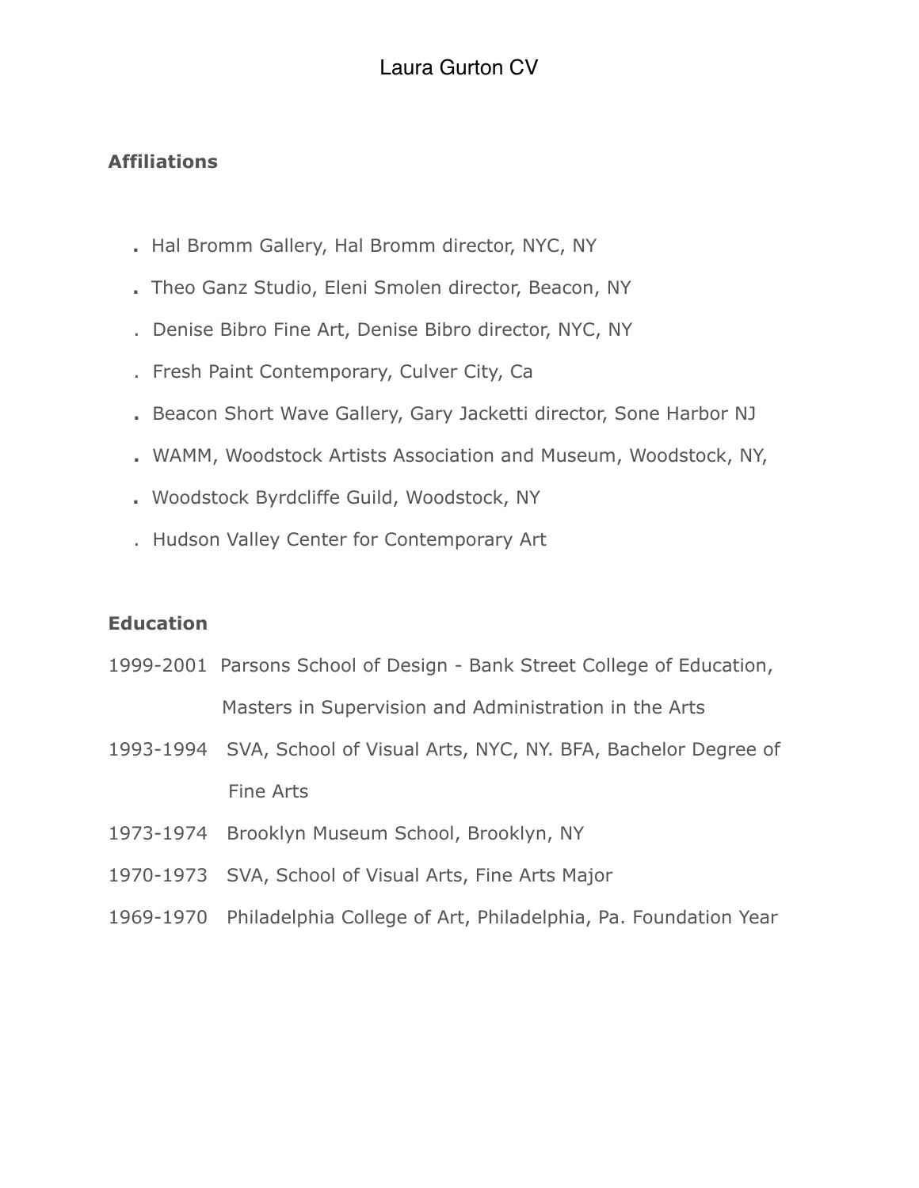Laura Gurton CV

**Affiliations**

- Hal Bromm Gallery, Hal Bromm director, NYC, NY
- Theo Ganz Studio, Eleni Smolen director, Beacon, NY
- Denise Bibro Fine Art, Denise Bibro director, NYC, NY
- Fresh Paint Contemporary, Culver City, Ca
- Beacon Short Wave Gallery, Gary Jacketti director, Sone Harbor NJ
- WAMM, Woodstock Artists Association and Museum, Woodstock, NY,
- Woodstock Byrdcliffe Guild, Woodstock, NY
- Hudson Valley Center for Contemporary Art

**Education**

1999-2001 Parsons School of Design - Bank Street College of Education, Masters in Supervision and Administration in the Arts

1993-1994 SVA, School of Visual Arts, NYC, NY. BFA, Bachelor Degree of Fine Arts

1973-1974 Brooklyn Museum School, Brooklyn, NY

1970-1973 SVA, School of Visual Arts, Fine Arts Major

1969-1970 Philadelphia College of Art, Philadelphia, Pa. Foundation Year